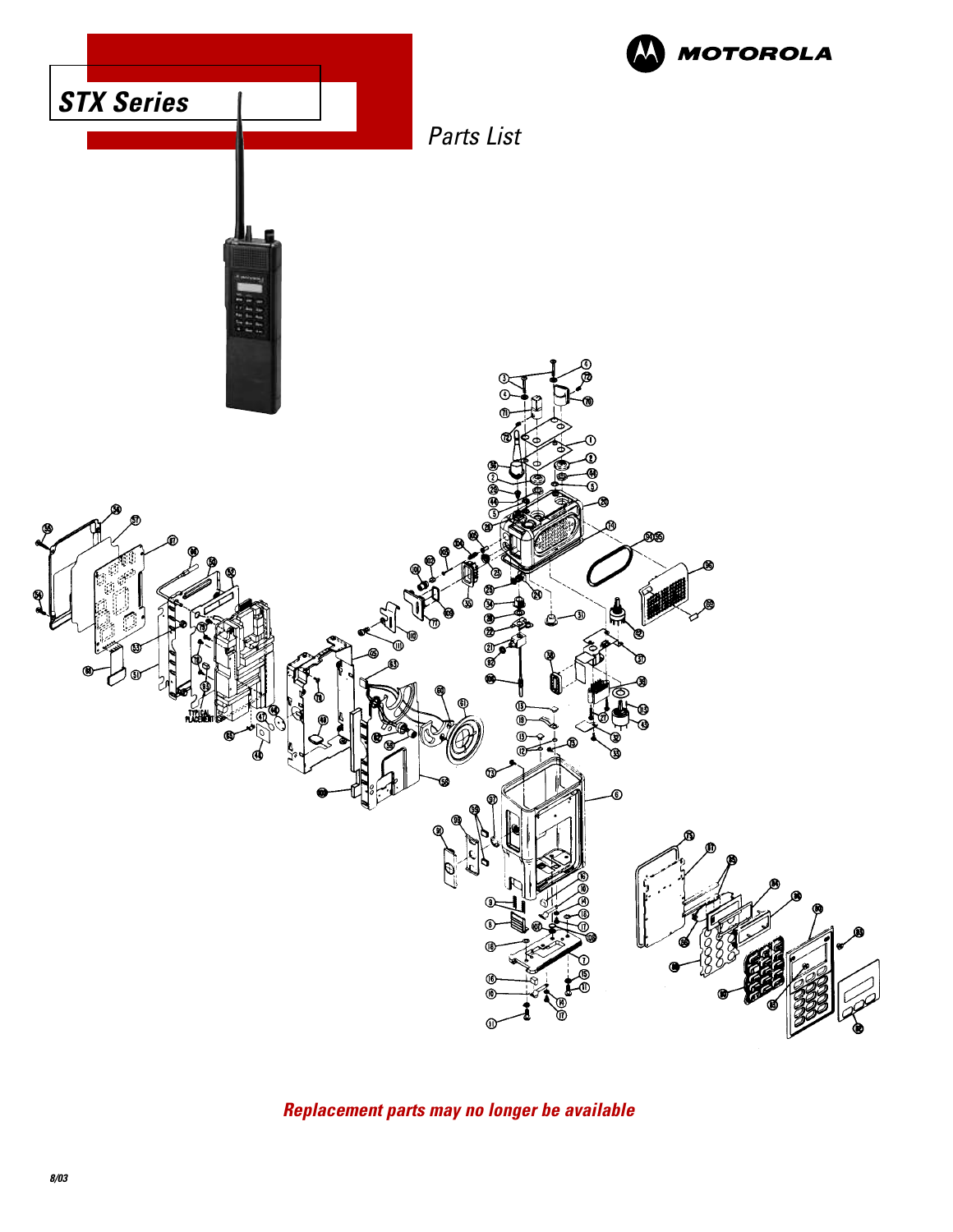# STX Series

MOTOROLA

*Parts List*

***Replacement parts may no longer be available***

8/03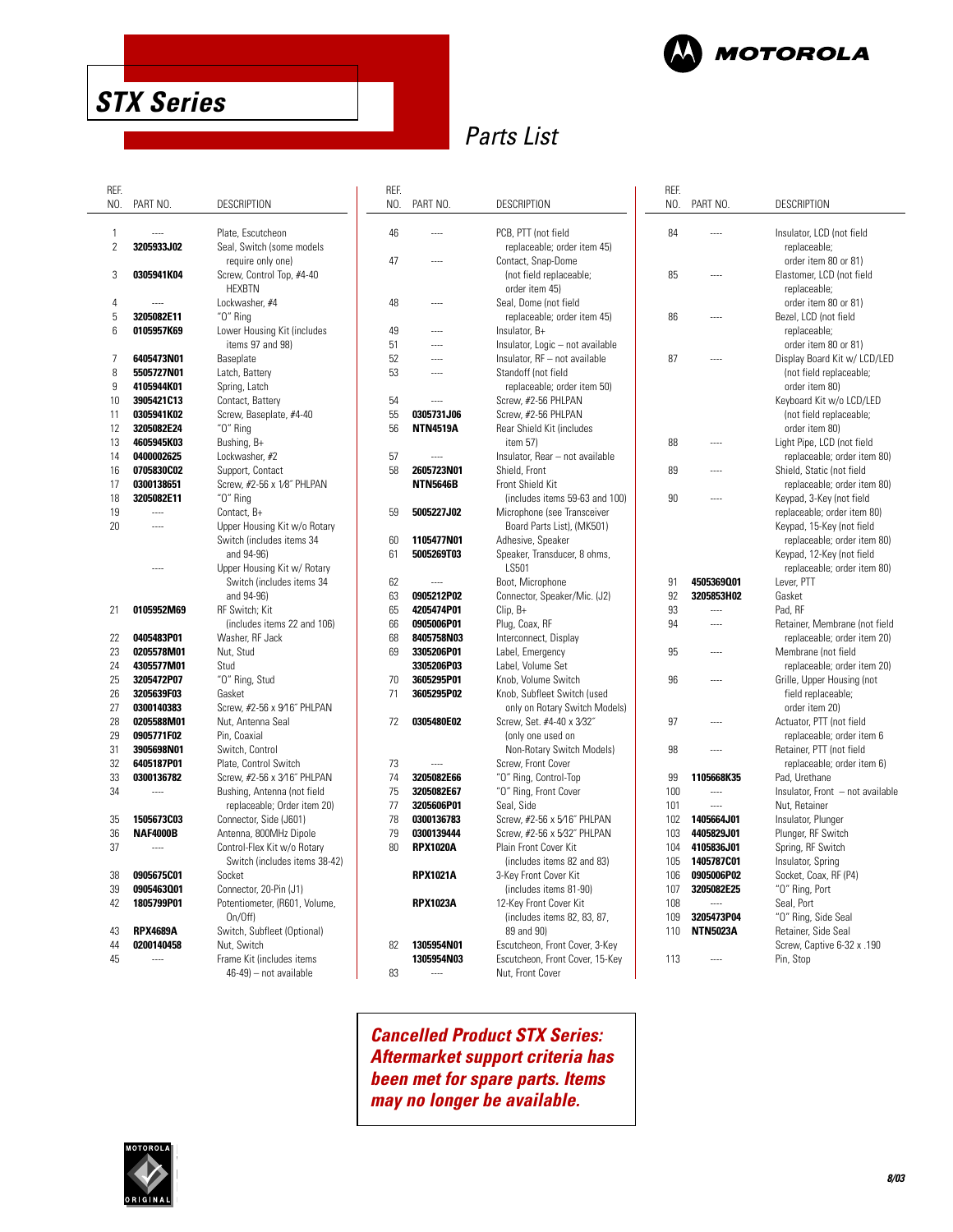# STX Series

## Parts List

| REF. NO. | PART NO. | DESCRIPTION |
|---|---|---|
| 1 | ---- | Plate, Escutcheon |
| 2 | **3205933J02** | Seal, Switch (some models require only one) |
| 3 | **0305941K04** | Screw, Control Top, #4-40 HEXBTN |
| 4 | ---- | Lockwasher, #4 |
| 5 | **3205082E11** | "O" Ring |
| 6 | **0105957K69** | Lower Housing Kit (includes items 97 and 98) |
| 7 | **6405473N01** | Baseplate |
| 8 | **5505727N01** | Latch, Battery |
| 9 | **4105944K01** | Spring, Latch |
| 10 | **3905421C13** | Contact, Battery |
| 11 | **0305941K02** | Screw, Baseplate, #4-40 |
| 12 | **3205082E24** | "O" Ring |
| 13 | **4605945K03** | Bushing, B+ |
| 14 | **0400002625** | Lockwasher, #2 |
| 16 | **0705830C02** | Support, Contact |
| 17 | **0300138651** | Screw, #2-56 x 1⁄8" PHLPAN |
| 18 | **3205082E11** | "O" Ring |
| 19 | ---- | Contact, B+ |
| 20 | ---- | Upper Housing Kit w/o Rotary Switch (includes items 34 and 94-96) |
| | ---- | Upper Housing Kit w/ Rotary Switch (includes items 34 and 94-96) |
| 21 | **0105952M69** | RF Switch; Kit (includes items 22 and 106) |
| 22 | **0405483P01** | Washer, RF Jack |
| 23 | **0205578M01** | Nut, Stud |
| 24 | **4305577M01** | Stud |
| 25 | **3205472P07** | "O" Ring, Stud |
| 26 | **3205639F03** | Gasket |
| 27 | **0300140383** | Screw, #2-56 x 9⁄16" PHLPAN |
| 28 | **0205588M01** | Nut, Antenna Seal |
| 29 | **0905771F02** | Pin, Coaxial |
| 31 | **3905698N01** | Switch, Control |
| 32 | **6405187P01** | Plate, Control Switch |
| 33 | **0300136782** | Screw, #2-56 x 3⁄16" PHLPAN |
| 34 | ---- | Bushing, Antenna (not field replaceable; Order item 20) |
| 35 | **1505673C03** | Connector, Side (J601) |
| 36 | **NAF4000B** | Antenna, 800MHz Dipole |
| 37 | ---- | Control-Flex Kit w/o Rotary Switch (includes items 38-42) |
| 38 | **0905675C01** | Socket |
| 39 | **0905463Q01** | Connector, 20-Pin (J1) |
| 42 | **1805799P01** | Potentiometer, (R601, Volume, On/Off) |
| 43 | **RPX4689A** | Switch, Subfleet (Optional) |
| 44 | **0200140458** | Nut, Switch |
| 45 | ---- | Frame Kit (includes items 46-49) – not available |
| 46 | ---- | PCB, PTT (not field replaceable; order item 45) |
| 47 | ---- | Contact, Snap-Dome (not field replaceable; order item 45) |
| 48 | ---- | Seal, Dome (not field replaceable; order item 45) |
| 49 | ---- | Insulator, B+ |
| 51 | ---- | Insulator, Logic – not available |
| 52 | ---- | Insulator, RF – not available |
| 53 | ---- | Standoff (not field replaceable; order item 50) |
| 54 | ---- | Screw, #2-56 PHLPAN |
| 55 | **0305731J06** | Screw, #2-56 PHLPAN |
| 56 | **NTN4519A** | Rear Shield Kit (includes item 57) |
| 57 | ---- | Insulator, Rear – not available |
| 58 | **2605723N01** | Shield, Front |
| | **NTN5646B** | Front Shield Kit (includes items 59-63 and 100) |
| 59 | **5005227J02** | Microphone (see Transceiver Board Parts List), (MK501) |
| 60 | **1105477N01** | Adhesive, Speaker |
| 61 | **5005269T03** | Speaker, Transducer, 8 ohms, LS501 |
| 62 | ---- | Boot, Microphone |
| 63 | **0905212P02** | Connector, Speaker/Mic. (J2) |
| 65 | **4205474P01** | Clip, B+ |
| 66 | **0905006P01** | Plug, Coax, RF |
| 68 | **8405758N03** | Interconnect, Display |
| 69 | **3305206P01** | Label, Emergency |
| | **3305206P03** | Label, Volume Set |
| 70 | **3605295P01** | Knob, Volume Switch |
| 71 | **3605295P02** | Knob, Subfleet Switch (used only on Rotary Switch Models) |
| 72 | **0305480E02** | Screw, Set. #4-40 x 3⁄32" (only one used on Non-Rotary Switch Models) |
| 73 | ---- | Screw, Front Cover |
| 74 | **3205082E66** | "O" Ring, Control-Top |
| 75 | **3205082E67** | "O" Ring, Front Cover |
| 77 | **3205606P01** | Seal, Side |
| 78 | **0300136783** | Screw, #2-56 x 5⁄16" PHLPAN |
| 79 | **0300139444** | Screw, #2-56 x 5⁄32" PHLPAN |
| 80 | **RPX1020A** | Plain Front Cover Kit (includes items 82 and 83) |
| | **RPX1021A** | 3-Key Front Cover Kit (includes items 81-90) |
| | **RPX1023A** | 12-Key Front Cover Kit (includes items 82, 83, 87, 89 and 90) |
| 82 | **1305954N01** | Escutcheon, Front Cover, 3-Key |
| | **1305954N03** | Escutcheon, Front Cover, 15-Key |
| 83 | ---- | Nut, Front Cover |
| 84 | ---- | Insulator, LCD (not field replaceable; order item 80 or 81) |
| 85 | ---- | Elastomer, LCD (not field replaceable; order item 80 or 81) |
| 86 | ---- | Bezel, LCD (not field replaceable; order item 80 or 81) |
| 87 | ---- | Display Board Kit w/ LCD/LED (not field replaceable; order item 80) |
| | | Keyboard Kit w/o LCD/LED (not field replaceable; order item 80) |
| 88 | ---- | Light Pipe, LCD (not field replaceable; order item 80) |
| 89 | ---- | Shield, Static (not field replaceable; order item 80) |
| 90 | ---- | Keypad, 3-Key (not field replaceable; order item 80) |
| | | Keypad, 15-Key (not field replaceable; order item 80) |
| | | Keypad, 12-Key (not field replaceable; order item 80) |
| 91 | **4505369Q01** | Lever, PTT |
| 92 | **3205853H02** | Gasket |
| 93 | ---- | Pad, RF |
| 94 | ---- | Retainer, Membrane (not field replaceable; order item 20) |
| 95 | ---- | Membrane (not field replaceable; order item 20) |
| 96 | ---- | Grille, Upper Housing (not field replaceable; order item 20) |
| 97 | ---- | Actuator, PTT (not field replaceable; order item 6 |
| 98 | ---- | Retainer, PTT (not field replaceable; order item 6) |
| 99 | **1105668K35** | Pad, Urethane |
| 100 | ---- | Insulator, Front – not available |
| 101 | ---- | Nut, Retainer |
| 102 | **1405664J01** | Insulator, Plunger |
| 103 | **4405829J01** | Plunger, RF Switch |
| 104 | **4105836J01** | Spring, RF Switch |
| 105 | **1405787C01** | Insulator, Spring |
| 106 | **0905006P02** | Socket, Coax, RF (P4) |
| 107 | **3205082E25** | "O" Ring, Port |
| 108 | ---- | Seal, Port |
| 109 | **3205473P04** | "O" Ring, Side Seal |
| 110 | **NTN5023A** | Retainer, Side Seal |
| | | Screw, Captive 6-32 x .190 |
| 113 | ---- | Pin, Stop |

***Cancelled Product STX Series: Aftermarket support criteria has been met for spare parts. Items may no longer be available.***

8/03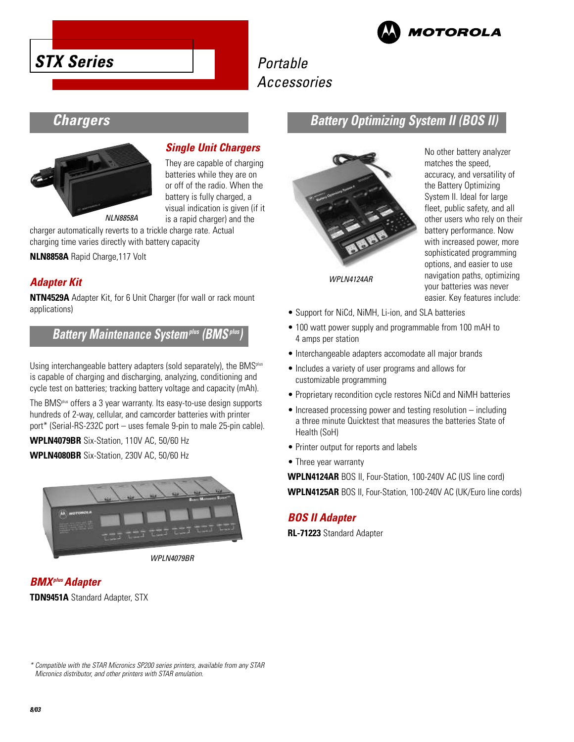# STX Series

Portable Accessories

## Chargers

### Single Unit Chargers

NLN8858A

They are capable of charging batteries while they are on or off of the radio. When the battery is fully charged, a visual indication is given (if it is a rapid charger) and the charger automatically reverts to a trickle charge rate. Actual charging time varies directly with battery capacity

**NLN8858A** Rapid Charge,117 Volt

### Adapter Kit

**NTN4529A** Adapter Kit, for 6 Unit Charger (for wall or rack mount applications)

## Battery Maintenance System plus (BMS plus)

Using interchangeable battery adapters (sold separately), the BMS plus is capable of charging and discharging, analyzing, conditioning and cycle test on batteries; tracking battery voltage and capacity (mAh).

The BMS plus offers a 3 year warranty. Its easy-to-use design supports hundreds of 2-way, cellular, and camcorder batteries with printer port* (Serial-RS-232C port – uses female 9-pin to male 25-pin cable).

**WPLN4079BR** Six-Station, 110V AC, 50/60 Hz

**WPLN4080BR** Six-Station, 230V AC, 50/60 Hz

WPLN4079BR

### BMX plus Adapter

**TDN9451A** Standard Adapter, STX

## Battery Optimizing System II (BOS II)

WPLN4124AR

No other battery analyzer matches the speed, accuracy, and versatility of the Battery Optimizing System II. Ideal for large fleet, public safety, and all other users who rely on their battery performance. Now with increased power, more sophisticated programming options, and easier to use navigation paths, optimizing your batteries was never easier. Key features include:

- Support for NiCd, NiMH, Li-ion, and SLA batteries
- 100 watt power supply and programmable from 100 mAH to 4 amps per station
- Interchangeable adapters accomodate all major brands
- Includes a variety of user programs and allows for customizable programming
- Proprietary recondition cycle restores NiCd and NiMH batteries
- Increased processing power and testing resolution – including a three minute Quicktest that measures the batteries State of Health (SoH)
- Printer output for reports and labels
- Three year warranty

**WPLN4124AR** BOS II, Four-Station, 100-240V AC (US line cord)

**WPLN4125AR** BOS II, Four-Station, 100-240V AC (UK/Euro line cords)

### BOS II Adapter

**RL-71223** Standard Adapter

*\* Compatible with the STAR Micronics SP200 series printers, available from any STAR Micronics distributor, and other printers with STAR emulation.*

8/03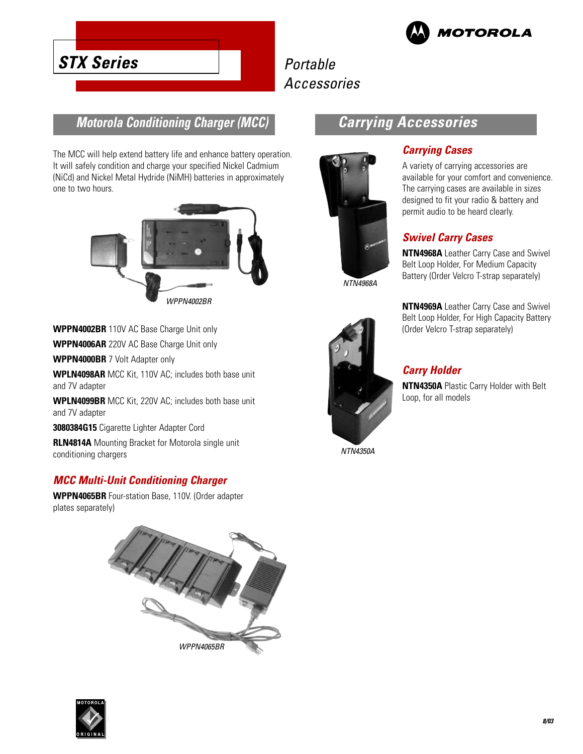# STX Series

Portable Accessories

## Motorola Conditioning Charger (MCC)

The MCC will help extend battery life and enhance battery operation. It will safely condition and charge your specified Nickel Cadmium (NiCd) and Nickel Metal Hydride (NiMH) batteries in approximately one to two hours.

*WPPN4002BR*

**WPPN4002BR** 110V AC Base Charge Unit only

**WPPN4006AR** 220V AC Base Charge Unit only

**WPPN4000BR** 7 Volt Adapter only

**WPLN4098AR** MCC Kit, 110V AC; includes both base unit and 7V adapter

**WPLN4099BR** MCC Kit, 220V AC; includes both base unit and 7V adapter

**3080384G15** Cigarette Lighter Adapter Cord

**RLN4814A** Mounting Bracket for Motorola single unit conditioning chargers

### MCC Multi-Unit Conditioning Charger

**WPPN4065BR** Four-station Base, 110V. (Order adapter plates separately)

*WPPN4065BR*

## Carrying Accessories

### Carrying Cases

A variety of carrying accessories are available for your comfort and convenience. The carrying cases are available in sizes designed to fit your radio & battery and permit audio to be heard clearly.

*NTN4968A*

### Swivel Carry Cases

**NTN4968A** Leather Carry Case and Swivel Belt Loop Holder, For Medium Capacity Battery (Order Velcro T-strap separately)

**NTN4969A** Leather Carry Case and Swivel Belt Loop Holder, For High Capacity Battery (Order Velcro T-strap separately)

### Carry Holder

**NTN4350A** Plastic Carry Holder with Belt Loop, for all models

*NTN4350A*

8/03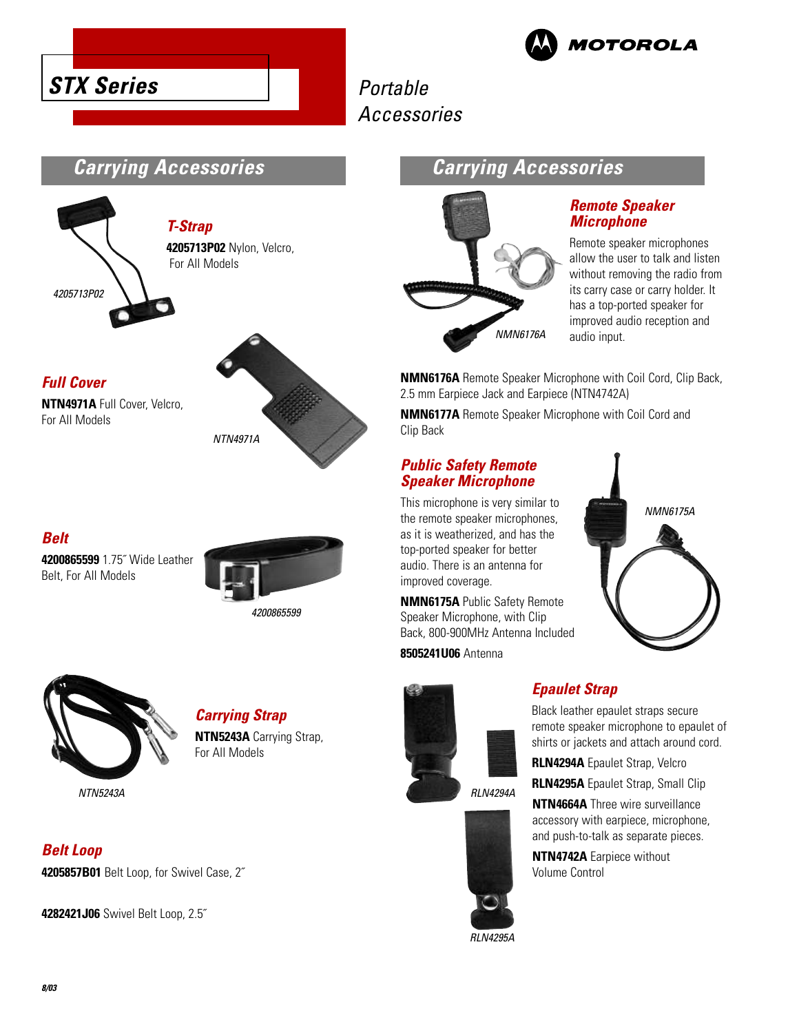# STX Series

Portable Accessories

## Carrying Accessories

### T-Strap

**4205713P02** Nylon, Velcro, For All Models

4205713P02

### Full Cover

**NTN4971A** Full Cover, Velcro, For All Models

NTN4971A

### Belt

**4200865599** 1.75″ Wide Leather Belt, For All Models

4200865599

### Carrying Strap

**NTN5243A** Carrying Strap, For All Models

NTN5243A

### Belt Loop

**4205857B01** Belt Loop, for Swivel Case, 2″

**4282421J06** Swivel Belt Loop, 2.5″

## Carrying Accessories

### Remote Speaker Microphone

Remote speaker microphones allow the user to talk and listen without removing the radio from its carry case or carry holder. It has a top-ported speaker for improved audio reception and audio input.

NMN6176A

**NMN6176A** Remote Speaker Microphone with Coil Cord, Clip Back, 2.5 mm Earpiece Jack and Earpiece (NTN4742A)

**NMN6177A** Remote Speaker Microphone with Coil Cord and Clip Back

### Public Safety Remote Speaker Microphone

This microphone is very similar to the remote speaker microphones, as it is weatherized, and has the top-ported speaker for better audio. There is an antenna for improved coverage.

**NMN6175A** Public Safety Remote Speaker Microphone, with Clip Back, 800-900MHz Antenna Included

**8505241U06** Antenna

NMN6175A

### Epaulet Strap

Black leather epaulet straps secure remote speaker microphone to epaulet of shirts or jackets and attach around cord.

**RLN4294A** Epaulet Strap, Velcro

**RLN4295A** Epaulet Strap, Small Clip

**NTN4664A** Three wire surveillance accessory with earpiece, microphone, and push-to-talk as separate pieces.

**NTN4742A** Earpiece without Volume Control

RLN4294A

RLN4295A

8/03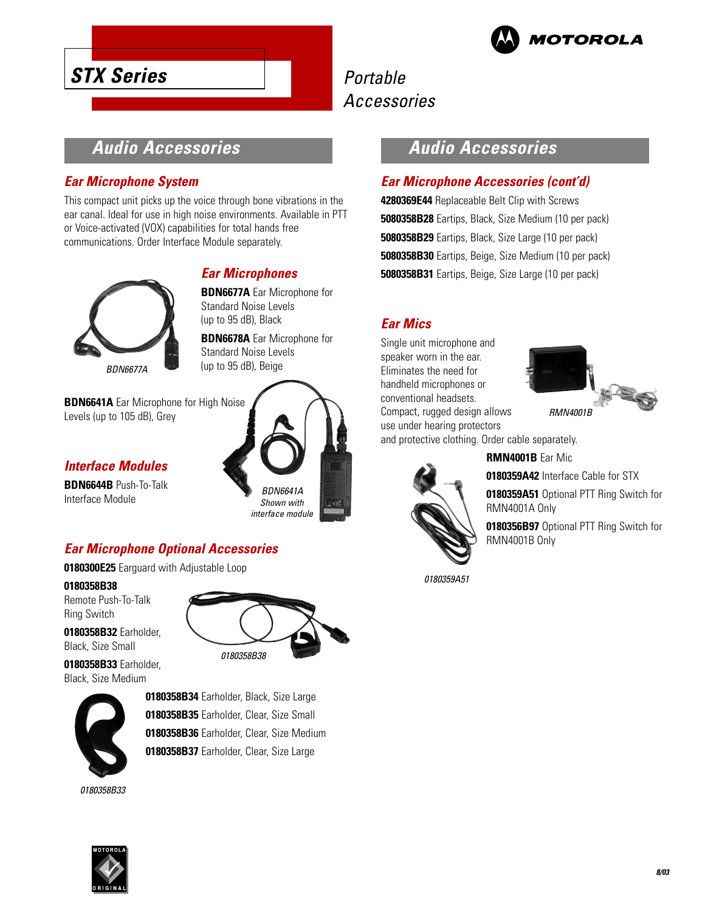# STX Series

Portable Accessories

## Audio Accessories

### Ear Microphone System

This compact unit picks up the voice through bone vibrations in the ear canal. Ideal for use in high noise environments. Available in PTT or Voice-activated (VOX) capabilities for total hands free communications. Order Interface Module separately.

*BDN6677A*

### Ear Microphones

**BDN6677A** Ear Microphone for Standard Noise Levels (up to 95 dB), Black

**BDN6678A** Ear Microphone for Standard Noise Levels (up to 95 dB), Beige

**BDN6641A** Ear Microphone for High Noise Levels (up to 105 dB), Grey

*BDN6641A Shown with interface module*

### Interface Modules

**BDN6644B** Push-To-Talk Interface Module

### Ear Microphone Optional Accessories

**0180300E25** Earguard with Adjustable Loop

**0180358B38** Remote Push-To-Talk Ring Switch

*0180358B38*

**0180358B32** Earholder, Black, Size Small

**0180358B33** Earholder, Black, Size Medium

*0180358B33*

**0180358B34** Earholder, Black, Size Large

**0180358B35** Earholder, Clear, Size Small

**0180358B36** Earholder, Clear, Size Medium

**0180358B37** Earholder, Clear, Size Large

## Audio Accessories

### Ear Microphone Accessories (cont'd)

**4280369E44** Replaceable Belt Clip with Screws

**5080358B28** Eartips, Black, Size Medium (10 per pack)

**5080358B29** Eartips, Black, Size Large (10 per pack)

**5080358B30** Eartips, Beige, Size Medium (10 per pack)

**5080358B31** Eartips, Beige, Size Large (10 per pack)

### Ear Mics

Single unit microphone and speaker worn in the ear. Eliminates the need for handheld microphones or conventional headsets. Compact, rugged design allows use under hearing protectors and protective clothing. Order cable separately.

*RMN4001B*

**RMN4001B** Ear Mic

**0180359A42** Interface Cable for STX

**0180359A51** Optional PTT Ring Switch for RMN4001A Only

**0180356B97** Optional PTT Ring Switch for RMN4001B Only

*0180359A51*

8/03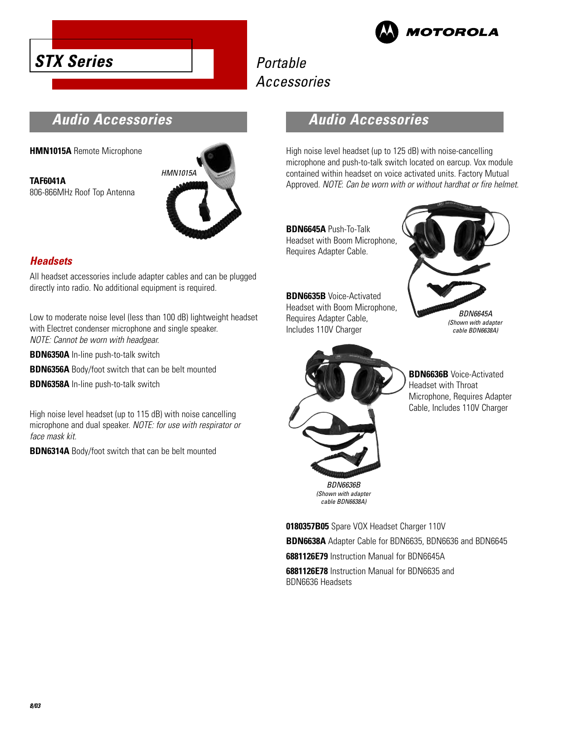# STX Series

## Portable Accessories

## Audio Accessories

**HMN1015A** Remote Microphone

**TAF6041A**
806-866MHz Roof Top Antenna

HMN1015A

### Headsets

All headset accessories include adapter cables and can be plugged directly into radio. No additional equipment is required.

Low to moderate noise level (less than 100 dB) lightweight headset with Electret condenser microphone and single speaker. *NOTE: Cannot be worn with headgear.*

**BDN6350A** In-line push-to-talk switch

**BDN6356A** Body/foot switch that can be belt mounted

**BDN6358A** In-line push-to-talk switch

High noise level headset (up to 115 dB) with noise cancelling microphone and dual speaker. *NOTE: for use with respirator or face mask kit.*

**BDN6314A** Body/foot switch that can be belt mounted

## Audio Accessories

High noise level headset (up to 125 dB) with noise-cancelling microphone and push-to-talk switch located on earcup. Vox module contained within headset on voice activated units. Factory Mutual Approved. *NOTE: Can be worn with or without hardhat or fire helmet.*

**BDN6645A** Push-To-Talk Headset with Boom Microphone, Requires Adapter Cable.

**BDN6635B** Voice-Activated Headset with Boom Microphone, Requires Adapter Cable, Includes 110V Charger

*BDN6645A (Shown with adapter cable BDN6638A)*

**BDN6636B** Voice-Activated Headset with Throat Microphone, Requires Adapter Cable, Includes 110V Charger

*BDN6636B (Shown with adapter cable BDN6638A)*

**0180357B05** Spare VOX Headset Charger 110V

**BDN6638A** Adapter Cable for BDN6635, BDN6636 and BDN6645

**6881126E79** Instruction Manual for BDN6645A

**6881126E78** Instruction Manual for BDN6635 and BDN6636 Headsets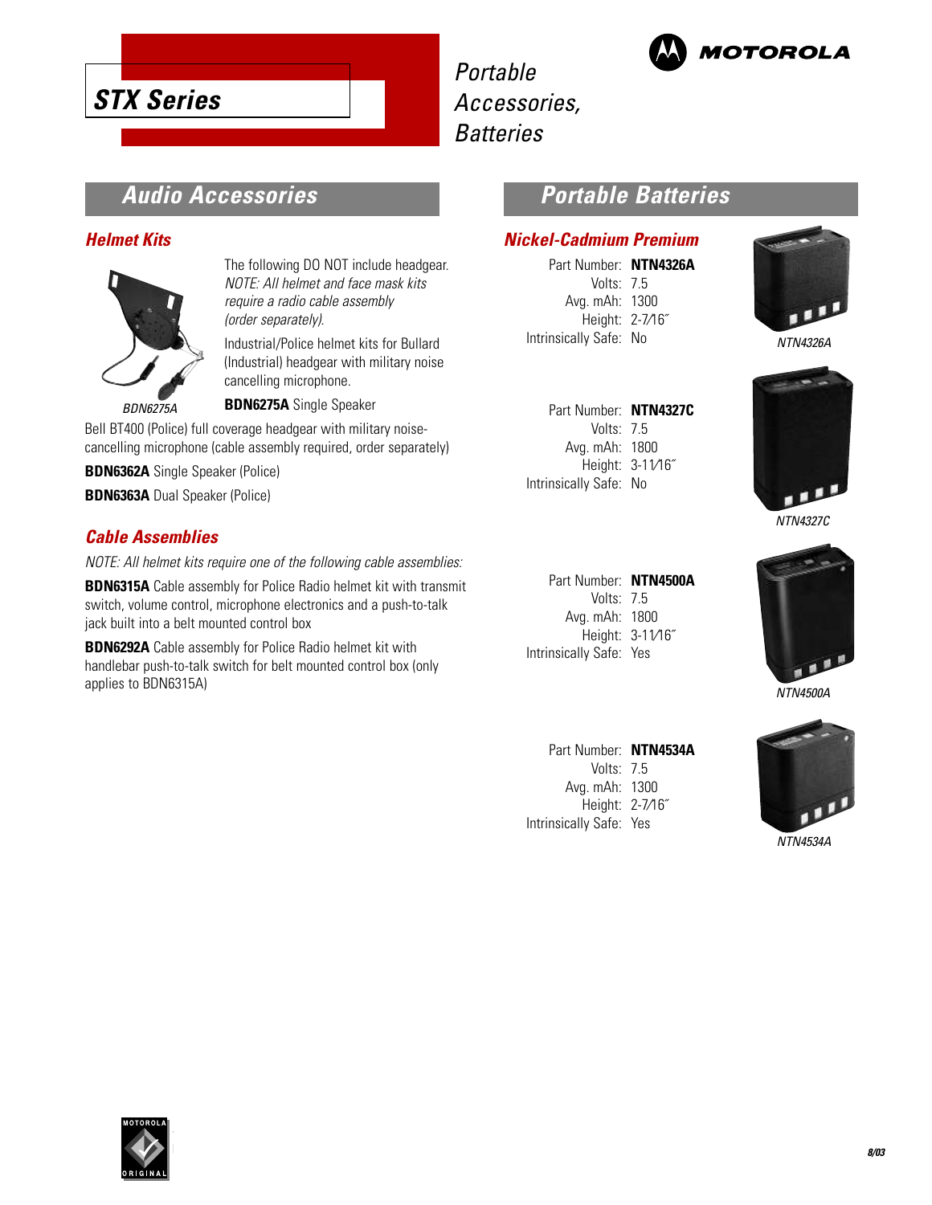# STX Series

*Portable Accessories, Batteries*

## Audio Accessories

### Helmet Kits

The following DO NOT include headgear. *NOTE: All helmet and face mask kits require a radio cable assembly (order separately).*

Industrial/Police helmet kits for Bullard (Industrial) headgear with military noise cancelling microphone.

*BDN6275A*

**BDN6275A** Single Speaker

Bell BT400 (Police) full coverage headgear with military noise-cancelling microphone (cable assembly required, order separately)

**BDN6362A** Single Speaker (Police)

**BDN6363A** Dual Speaker (Police)

### Cable Assemblies

*NOTE: All helmet kits require one of the following cable assemblies:*

**BDN6315A** Cable assembly for Police Radio helmet kit with transmit switch, volume control, microphone electronics and a push-to-talk jack built into a belt mounted control box

**BDN6292A** Cable assembly for Police Radio helmet kit with handlebar push-to-talk switch for belt mounted control box (only applies to BDN6315A)

## Portable Batteries

### Nickel-Cadmium Premium

Part Number: **NTN4326A**
Volts: 7.5
Avg. mAh: 1300
Height: 2-7⁄16˝
Intrinsically Safe: No

*NTN4326A*

Part Number: **NTN4327C**
Volts: 7.5
Avg. mAh: 1800
Height: 3-11⁄16˝
Intrinsically Safe: No

*NTN4327C*

Part Number: **NTN4500A**
Volts: 7.5
Avg. mAh: 1800
Height: 3-11⁄16˝
Intrinsically Safe: Yes

*NTN4500A*

Part Number: **NTN4534A**
Volts: 7.5
Avg. mAh: 1300
Height: 2-7⁄16˝
Intrinsically Safe: Yes

*NTN4534A*

8/03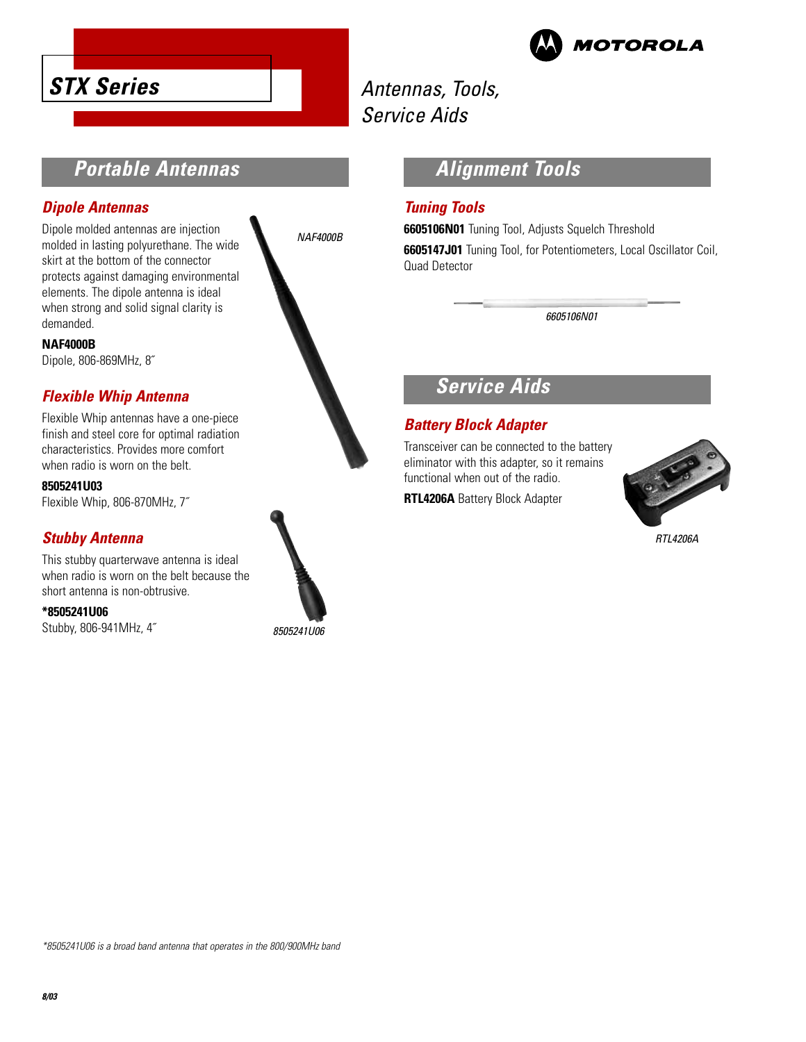# STX Series

Antennas, Tools, Service Aids

## Portable Antennas

### Dipole Antennas

Dipole molded antennas are injection molded in lasting polyurethane. The wide skirt at the bottom of the connector protects against damaging environmental elements. The dipole antenna is ideal when strong and solid signal clarity is demanded.

**NAF4000B**
Dipole, 806-869MHz, 8˝

*NAF4000B*

### Flexible Whip Antenna

Flexible Whip antennas have a one-piece finish and steel core for optimal radiation characteristics. Provides more comfort when radio is worn on the belt.

**8505241U03**
Flexible Whip, 806-870MHz, 7˝

### Stubby Antenna

This stubby quarterwave antenna is ideal when radio is worn on the belt because the short antenna is non-obtrusive.

**\*8505241U06**
Stubby, 806-941MHz, 4˝

*8505241U06*

## Alignment Tools

### Tuning Tools

**6605106N01** Tuning Tool, Adjusts Squelch Threshold

**6605147J01** Tuning Tool, for Potentiometers, Local Oscillator Coil, Quad Detector

*6605106N01*

## Service Aids

### Battery Block Adapter

Transceiver can be connected to the battery eliminator with this adapter, so it remains functional when out of the radio.

**RTL4206A** Battery Block Adapter

*RTL4206A*

*\*8505241U06 is a broad band antenna that operates in the 800/900MHz band*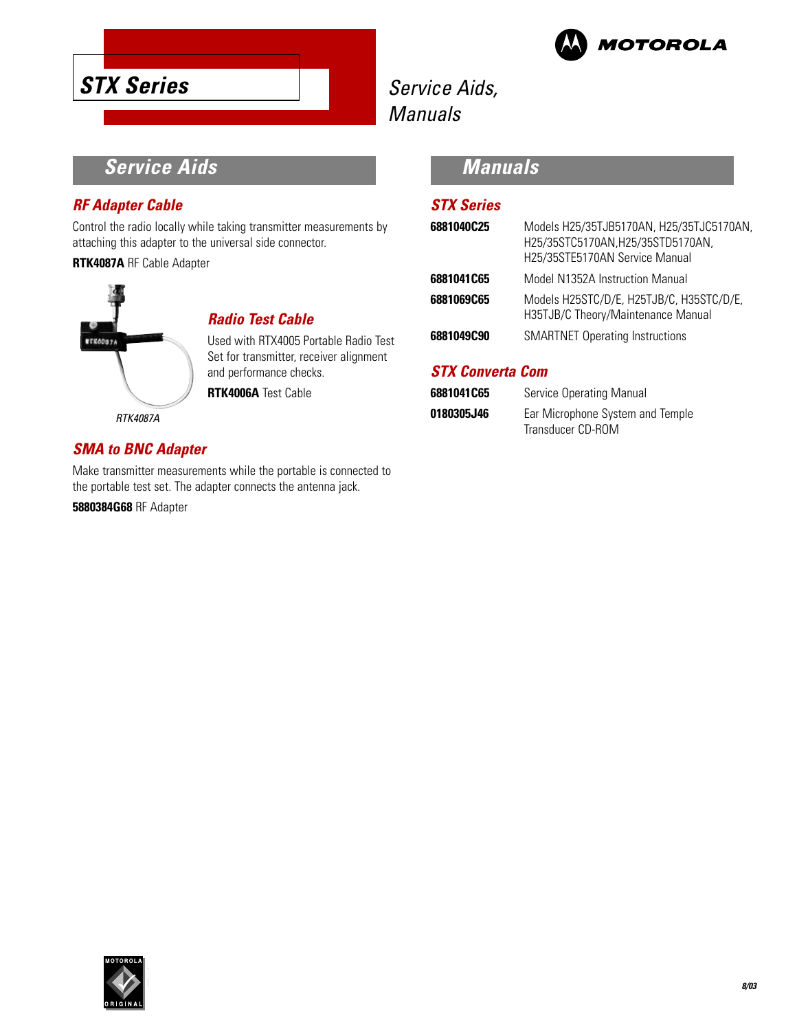# STX Series

## Service Aids, Manuals

## Service Aids

### RF Adapter Cable

Control the radio locally while taking transmitter measurements by attaching this adapter to the universal side connector.

**RTK4087A** RF Cable Adapter

*RTK4087A*

### Radio Test Cable

Used with RTX4005 Portable Radio Test Set for transmitter, receiver alignment and performance checks.

**RTK4006A** Test Cable

### SMA to BNC Adapter

Make transmitter measurements while the portable is connected to the portable test set. The adapter connects the antenna jack.

**5880384G68** RF Adapter

## Manuals

### STX Series

| | |
|---|---|
| **6881040C25** | Models H25/35TJB5170AN, H25/35TJC5170AN, H25/35STC5170AN,H25/35STD5170AN, H25/35STE5170AN Service Manual |
| **6881041C65** | Model N1352A Instruction Manual |
| **6881069C65** | Models H25STC/D/E, H25TJB/C, H35STC/D/E, H35TJB/C Theory/Maintenance Manual |
| **6881049C90** | SMARTNET Operating Instructions |

### STX Converta Com

| | |
|---|---|
| **6881041C65** | Service Operating Manual |
| **0180305J46** | Ear Microphone System and Temple Transducer CD-ROM |